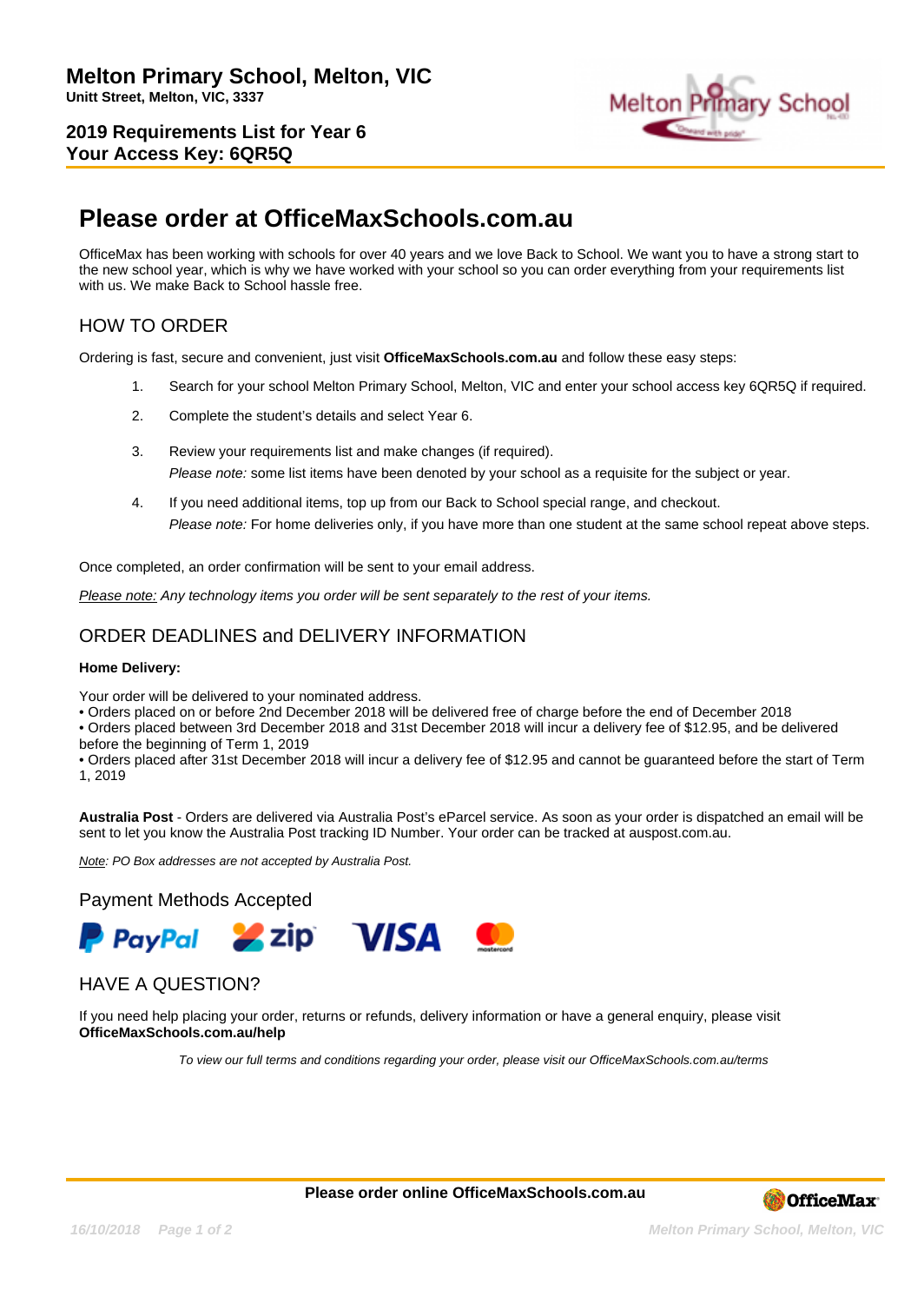# Melton Primary School, Melton, VIC

**Unitt Street, Melton, VIC, 3337**

**2019 Requirements List for Year 6**
**Your Access Key: 6QR5Q**

# Please order at OfficeMaxSchools.com.au

OfficeMax has been working with schools for over 40 years and we love Back to School. We want you to have a strong start to the new school year, which is why we have worked with your school so you can order everything from your requirements list with us. We make Back to School hassle free.

## HOW TO ORDER

Ordering is fast, secure and convenient, just visit **OfficeMaxSchools.com.au** and follow these easy steps:

1. Search for your school Melton Primary School, Melton, VIC and enter your school access key 6QR5Q if required.
2. Complete the student's details and select Year 6.
3. Review your requirements list and make changes (if required).
   *Please note:* some list items have been denoted by your school as a requisite for the subject or year.
4. If you need additional items, top up from our Back to School special range, and checkout.
   *Please note:* For home deliveries only, if you have more than one student at the same school repeat above steps.

Once completed, an order confirmation will be sent to your email address.

*Please note: Any technology items you order will be sent separately to the rest of your items.*

## ORDER DEADLINES and DELIVERY INFORMATION

**Home Delivery:**

Your order will be delivered to your nominated address.

- Orders placed on or before 2nd December 2018 will be delivered free of charge before the end of December 2018
- Orders placed between 3rd December 2018 and 31st December 2018 will incur a delivery fee of $12.95, and be delivered before the beginning of Term 1, 2019
- Orders placed after 31st December 2018 will incur a delivery fee of $12.95 and cannot be guaranteed before the start of Term 1, 2019

**Australia Post** - Orders are delivered via Australia Post's eParcel service. As soon as your order is dispatched an email will be sent to let you know the Australia Post tracking ID Number. Your order can be tracked at auspost.com.au.

*Note: PO Box addresses are not accepted by Australia Post.*

## Payment Methods Accepted

PayPal, zip, VISA, mastercard

## HAVE A QUESTION?

If you need help placing your order, returns or refunds, delivery information or have a general enquiry, please visit **OfficeMaxSchools.com.au/help**

*To view our full terms and conditions regarding your order, please visit our OfficeMaxSchools.com.au/terms*

**Please order online OfficeMaxSchools.com.au**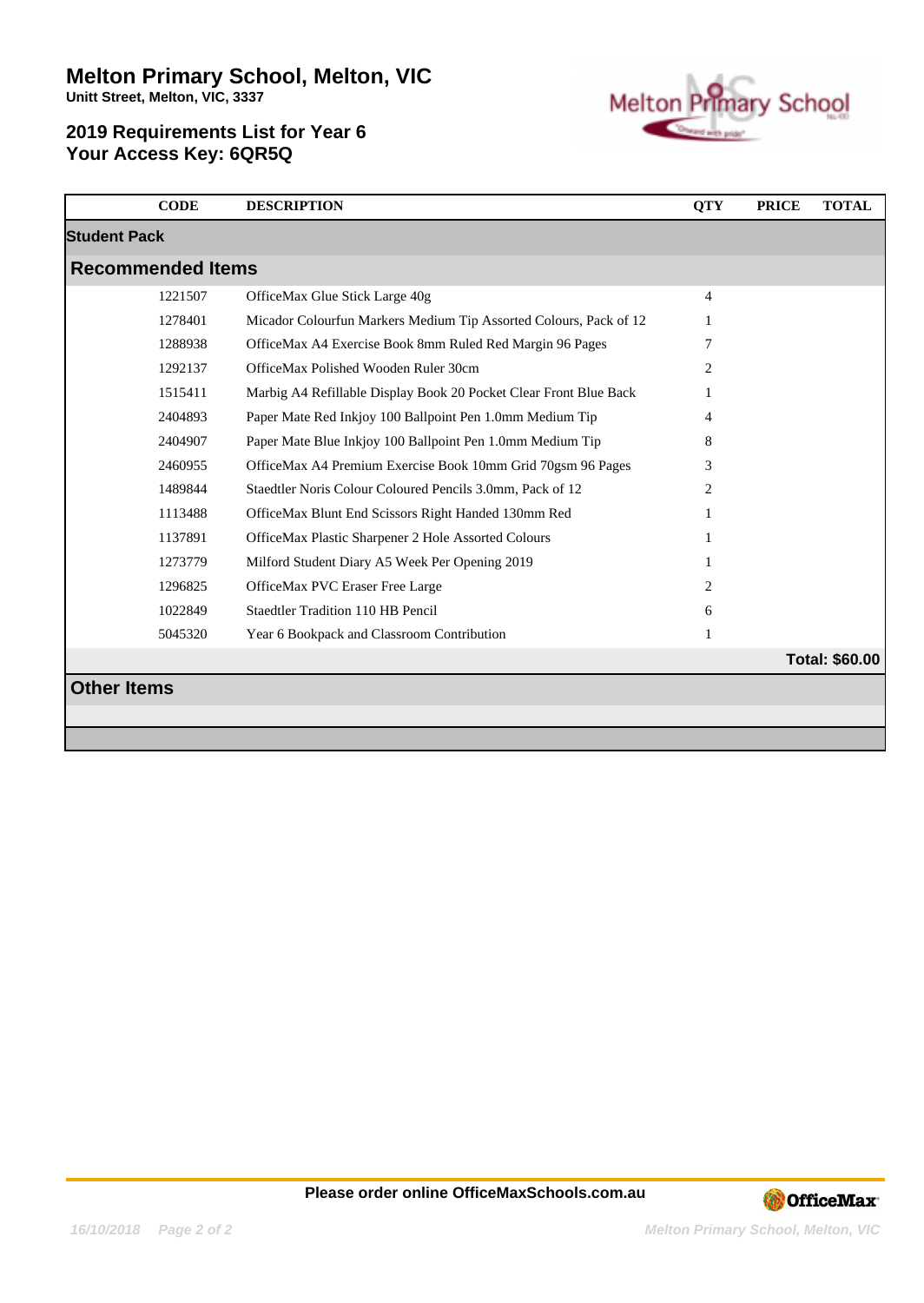# Melton Primary School, Melton, VIC

**Unitt Street, Melton, VIC, 3337**

## 2019 Requirements List for Year 6
## Your Access Key: 6QR5Q

| CODE | DESCRIPTION | QTY | PRICE | TOTAL |
|---|---|---|---|---|
| **Student Pack** | | | | |
| **Recommended Items** | | | | |
| 1221507 | OfficeMax Glue Stick Large 40g | 4 | | |
| 1278401 | Micador Colourfun Markers Medium Tip Assorted Colours, Pack of 12 | 1 | | |
| 1288938 | OfficeMax A4 Exercise Book 8mm Ruled Red Margin 96 Pages | 7 | | |
| 1292137 | OfficeMax Polished Wooden Ruler 30cm | 2 | | |
| 1515411 | Marbig A4 Refillable Display Book 20 Pocket Clear Front Blue Back | 1 | | |
| 2404893 | Paper Mate Red Inkjoy 100 Ballpoint Pen 1.0mm Medium Tip | 4 | | |
| 2404907 | Paper Mate Blue Inkjoy 100 Ballpoint Pen 1.0mm Medium Tip | 8 | | |
| 2460955 | OfficeMax A4 Premium Exercise Book 10mm Grid 70gsm 96 Pages | 3 | | |
| 1489844 | Staedtler Noris Colour Coloured Pencils 3.0mm, Pack of 12 | 2 | | |
| 1113488 | OfficeMax Blunt End Scissors Right Handed 130mm Red | 1 | | |
| 1137891 | OfficeMax Plastic Sharpener 2 Hole Assorted Colours | 1 | | |
| 1273779 | Milford Student Diary A5 Week Per Opening 2019 | 1 | | |
| 1296825 | OfficeMax PVC Eraser Free Large | 2 | | |
| 1022849 | Staedtler Tradition 110 HB Pencil | 6 | | |
| 5045320 | Year 6 Bookpack and Classroom Contribution | 1 | | |
| | | | | **Total: $60.00** |
| **Other Items** | | | | |

**Please order online OfficeMaxSchools.com.au**